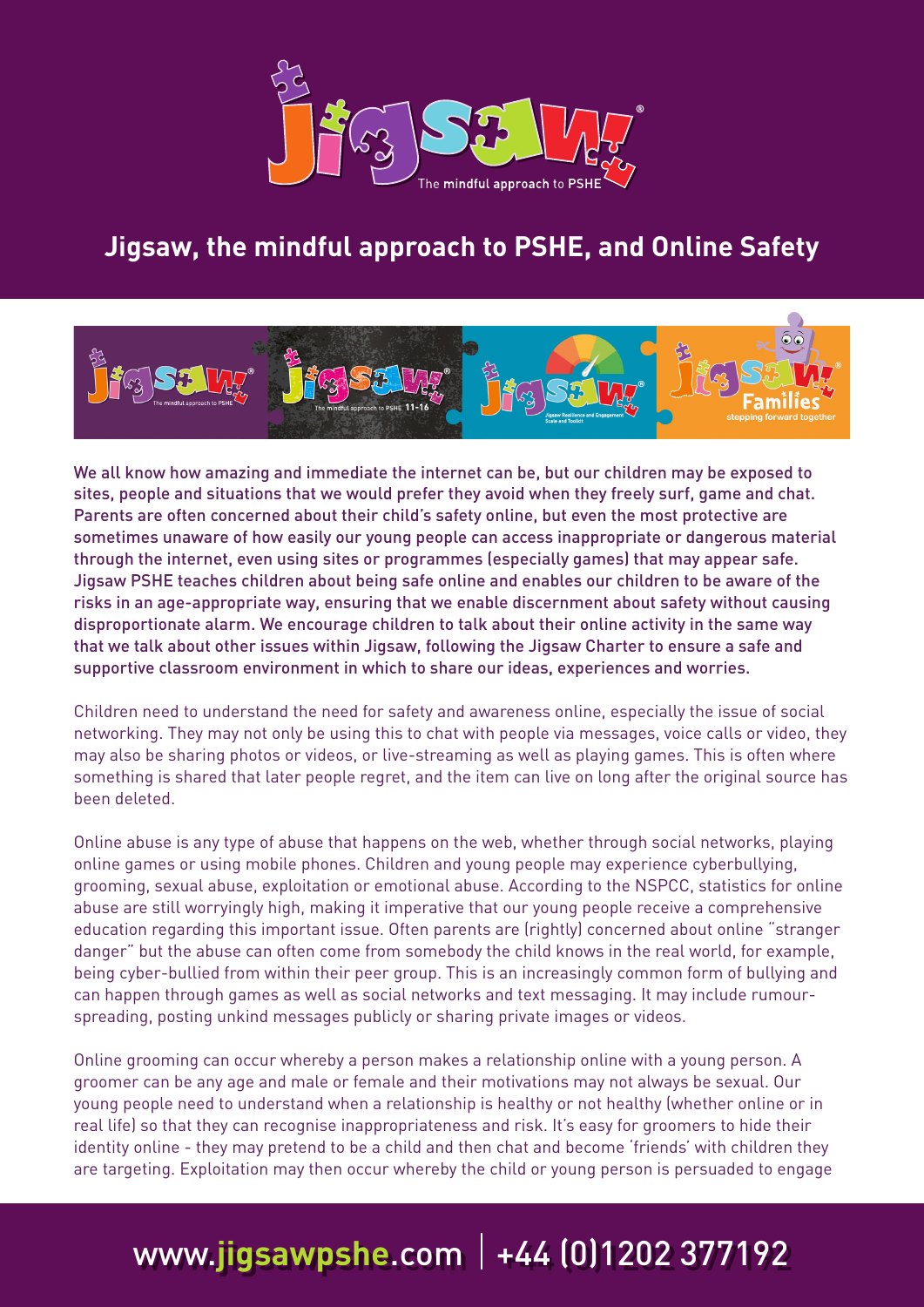# Jigsaw, the mindful approach to PSHE, and Online Safety

We all know how amazing and immediate the internet can be, but our children may be exposed to sites, people and situations that we would prefer they avoid when they freely surf, game and chat. Parents are often concerned about their child's safety online, but even the most protective are sometimes unaware of how easily our young people can access inappropriate or dangerous material through the internet, even using sites or programmes (especially games) that may appear safe. Jigsaw PSHE teaches children about being safe online and enables our children to be aware of the risks in an age-appropriate way, ensuring that we enable discernment about safety without causing disproportionate alarm. We encourage children to talk about their online activity in the same way that we talk about other issues within Jigsaw, following the Jigsaw Charter to ensure a safe and supportive classroom environment in which to share our ideas, experiences and worries.

Children need to understand the need for safety and awareness online, especially the issue of social networking. They may not only be using this to chat with people via messages, voice calls or video, they may also be sharing photos or videos, or live-streaming as well as playing games. This is often where something is shared that later people regret, and the item can live on long after the original source has been deleted.

Online abuse is any type of abuse that happens on the web, whether through social networks, playing online games or using mobile phones. Children and young people may experience cyberbullying, grooming, sexual abuse, exploitation or emotional abuse. According to the NSPCC, statistics for online abuse are still worryingly high, making it imperative that our young people receive a comprehensive education regarding this important issue. Often parents are (rightly) concerned about online "stranger danger" but the abuse can often come from somebody the child knows in the real world, for example, being cyber-bullied from within their peer group. This is an increasingly common form of bullying and can happen through games as well as social networks and text messaging. It may include rumour-spreading, posting unkind messages publicly or sharing private images or videos.

Online grooming can occur whereby a person makes a relationship online with a young person. A groomer can be any age and male or female and their motivations may not always be sexual. Our young people need to understand when a relationship is healthy or not healthy (whether online or in real life) so that they can recognise inappropriateness and risk. It's easy for groomers to hide their identity online - they may pretend to be a child and then chat and become 'friends' with children they are targeting. Exploitation may then occur whereby the child or young person is persuaded to engage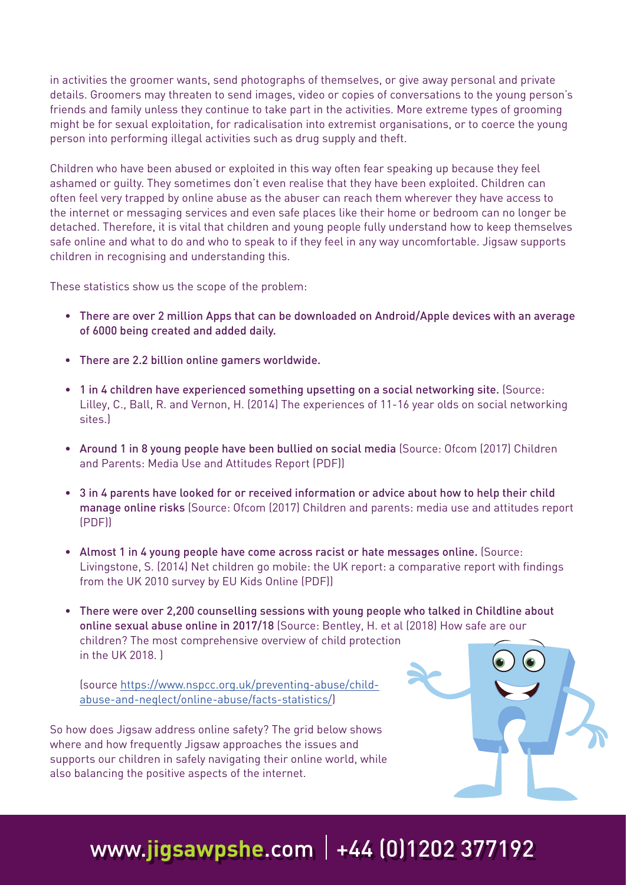in activities the groomer wants, send photographs of themselves, or give away personal and private details. Groomers may threaten to send images, video or copies of conversations to the young person's friends and family unless they continue to take part in the activities. More extreme types of grooming might be for sexual exploitation, for radicalisation into extremist organisations, or to coerce the young person into performing illegal activities such as drug supply and theft.

Children who have been abused or exploited in this way often fear speaking up because they feel ashamed or guilty. They sometimes don't even realise that they have been exploited. Children can often feel very trapped by online abuse as the abuser can reach them wherever they have access to the internet or messaging services and even safe places like their home or bedroom can no longer be detached. Therefore, it is vital that children and young people fully understand how to keep themselves safe online and what to do and who to speak to if they feel in any way uncomfortable. Jigsaw supports children in recognising and understanding this.

These statistics show us the scope of the problem:

- There are over 2 million Apps that can be downloaded on Android/Apple devices with an average of 6000 being created and added daily.
- There are 2.2 billion online gamers worldwide.
- 1 in 4 children have experienced something upsetting on a social networking site. (Source: Lilley, C., Ball, R. and Vernon, H. (2014) The experiences of 11-16 year olds on social networking sites.)
- Around 1 in 8 young people have been bullied on social media (Source: Ofcom (2017) Children and Parents: Media Use and Attitudes Report (PDF))
- 3 in 4 parents have looked for or received information or advice about how to help their child manage online risks (Source: Ofcom (2017) Children and parents: media use and attitudes report (PDF))
- Almost 1 in 4 young people have come across racist or hate messages online. (Source: Livingstone, S. (2014) Net children go mobile: the UK report: a comparative report with findings from the UK 2010 survey by EU Kids Online (PDF))
- There were over 2,200 counselling sessions with young people who talked in Childline about online sexual abuse online in 2017/18 (Source: Bentley, H. et al (2018) How safe are our children? The most comprehensive overview of child protection in the UK 2018. )

  (source https://www.nspcc.org.uk/preventing-abuse/child-abuse-and-neglect/online-abuse/facts-statistics/)

So how does Jigsaw address online safety? The grid below shows where and how frequently Jigsaw approaches the issues and supports our children in safely navigating their online world, while also balancing the positive aspects of the internet.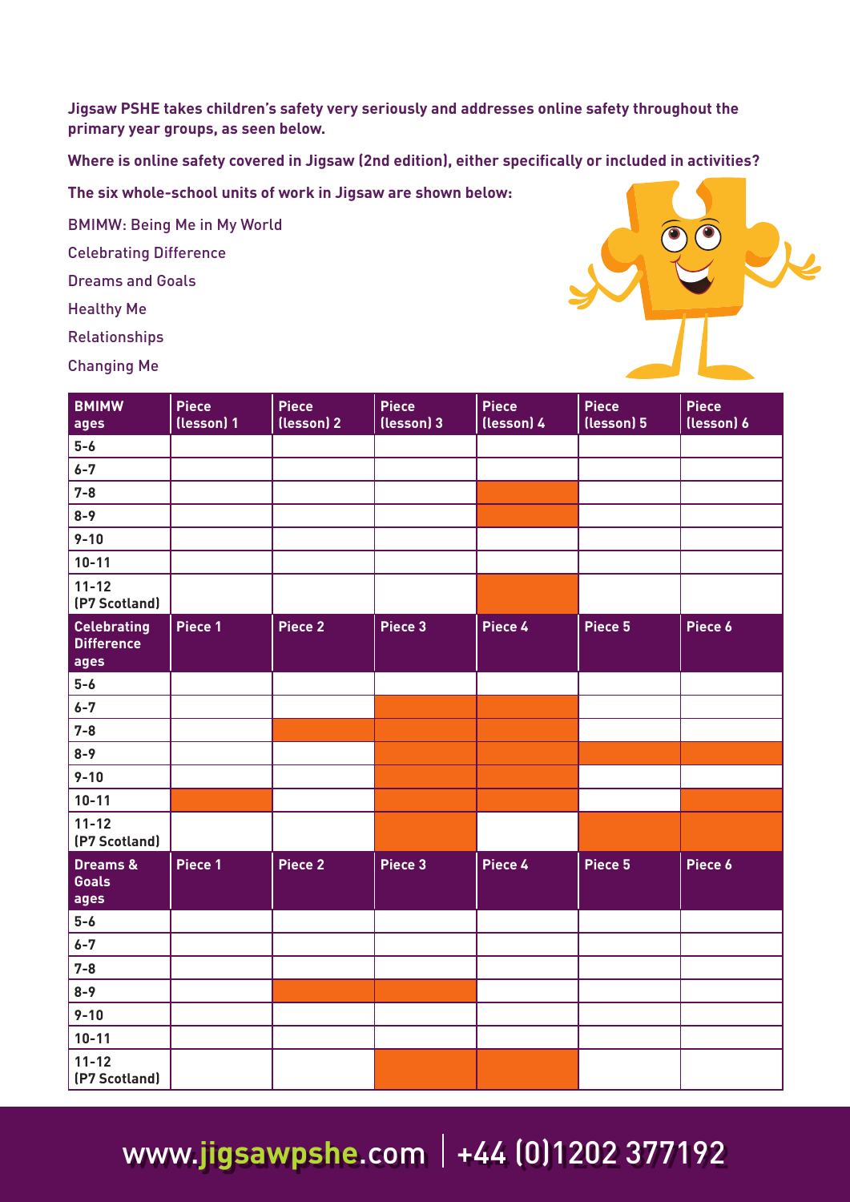**Jigsaw PSHE takes children's safety very seriously and addresses online safety throughout the primary year groups, as seen below.**

**Where is online safety covered in Jigsaw (2nd edition), either specifically or included in activities?**

**The six whole-school units of work in Jigsaw are shown below:**

BMIMW: Being Me in My World

Celebrating Difference

Dreams and Goals

Healthy Me

Relationships

Changing Me

| BMIMW ages | Piece (lesson) 1 | Piece (lesson) 2 | Piece (lesson) 3 | Piece (lesson) 4 | Piece (lesson) 5 | Piece (lesson) 6 |
|---|---|---|---|---|---|---|
| 5-6 | | | | | | |
| 6-7 | | | | | | |
| 7-8 | | | | ■ | | |
| 8-9 | | | | ■ | | |
| 9-10 | | | | | | |
| 10-11 | | | | | | |
| 11-12 (P7 Scotland) | | | | ■ | | |

| Celebrating Difference ages | Piece 1 | Piece 2 | Piece 3 | Piece 4 | Piece 5 | Piece 6 |
|---|---|---|---|---|---|---|
| 5-6 | | | | | | |
| 6-7 | | | ■ | ■ | | |
| 7-8 | | ■ | ■ | ■ | | |
| 8-9 | | | ■ | ■ | ■ | ■ |
| 9-10 | | | ■ | ■ | | |
| 10-11 | ■ | | ■ | ■ | | ■ |
| 11-12 (P7 Scotland) | | | ■ | | ■ | ■ |

| Dreams & Goals ages | Piece 1 | Piece 2 | Piece 3 | Piece 4 | Piece 5 | Piece 6 |
|---|---|---|---|---|---|---|
| 5-6 | | | | | | |
| 6-7 | | | | | | |
| 7-8 | | | | | | |
| 8-9 | | ■ | ■ | | | |
| 9-10 | | | | | | |
| 10-11 | | | | | | |
| 11-12 (P7 Scotland) | | | ■ | ■ | | |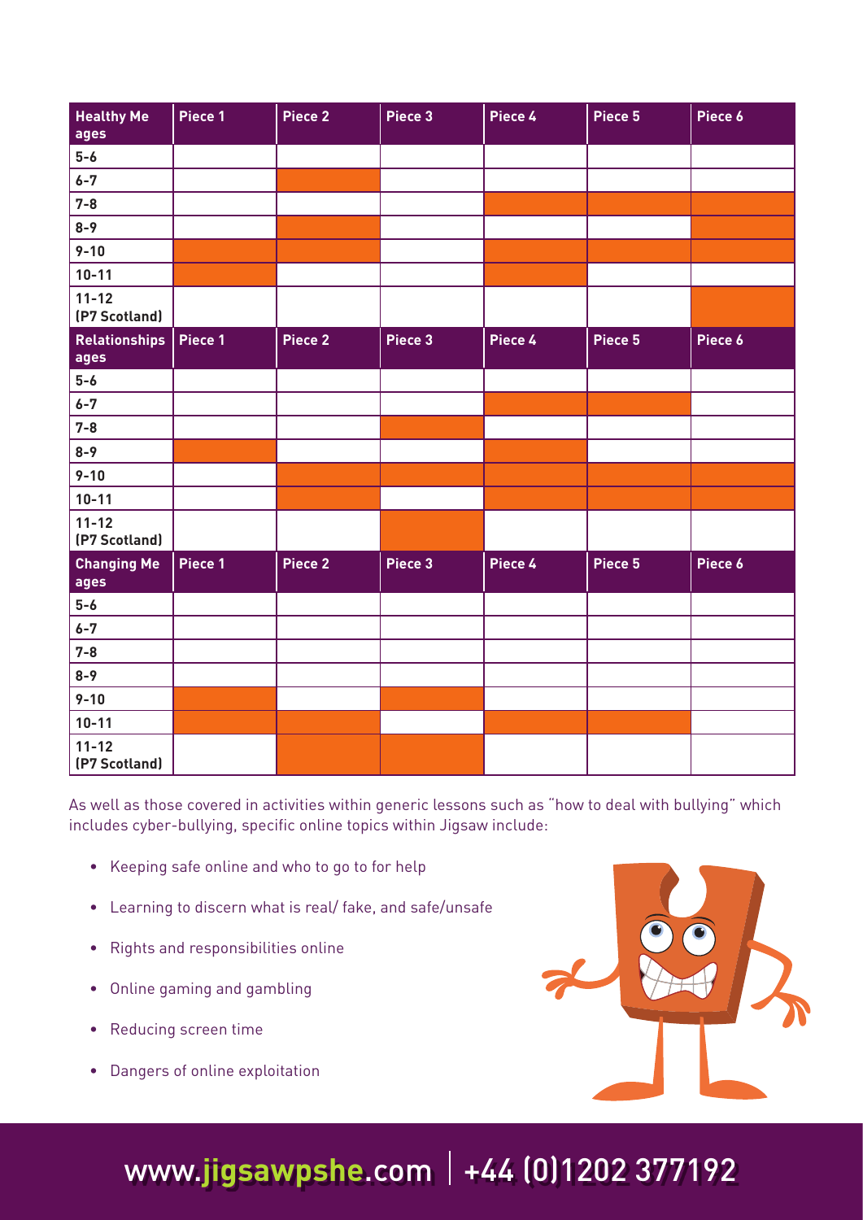| Healthy Me ages | Piece 1 | Piece 2 | Piece 3 | Piece 4 | Piece 5 | Piece 6 |
|---|---|---|---|---|---|---|
| 5-6 | | | | | | |
| 6-7 | | ■ | | | | |
| 7-8 | | | | ■ | ■ | ■ |
| 8-9 | | ■ | | | | ■ |
| 9-10 | ■ | ■ | | ■ | ■ | ■ |
| 10-11 | ■ | | | ■ | | |
| 11-12 (P7 Scotland) | | | | | | ■ |

| Relationships ages | Piece 1 | Piece 2 | Piece 3 | Piece 4 | Piece 5 | Piece 6 |
|---|---|---|---|---|---|---|
| 5-6 | | | | | | |
| 6-7 | | | | ■ | ■ | |
| 7-8 | | | ■ | | | |
| 8-9 | ■ | | | ■ | | |
| 9-10 | | ■ | ■ | ■ | ■ | ■ |
| 10-11 | | ■ | | ■ | ■ | ■ |
| 11-12 (P7 Scotland) | | | ■ | | | |

| Changing Me ages | Piece 1 | Piece 2 | Piece 3 | Piece 4 | Piece 5 | Piece 6 |
|---|---|---|---|---|---|---|
| 5-6 | | | | | | |
| 6-7 | | | | | | |
| 7-8 | | | | | | |
| 8-9 | | | | | | |
| 9-10 | ■ | | ■ | | | |
| 10-11 | ■ | ■ | | ■ | ■ | |
| 11-12 (P7 Scotland) | | ■ | ■ | | | |

As well as those covered in activities within generic lessons such as "how to deal with bullying" which includes cyber-bullying, specific online topics within Jigsaw include:

- Keeping safe online and who to go to for help
- Learning to discern what is real/ fake, and safe/unsafe
- Rights and responsibilities online
- Online gaming and gambling
- Reducing screen time
- Dangers of online exploitation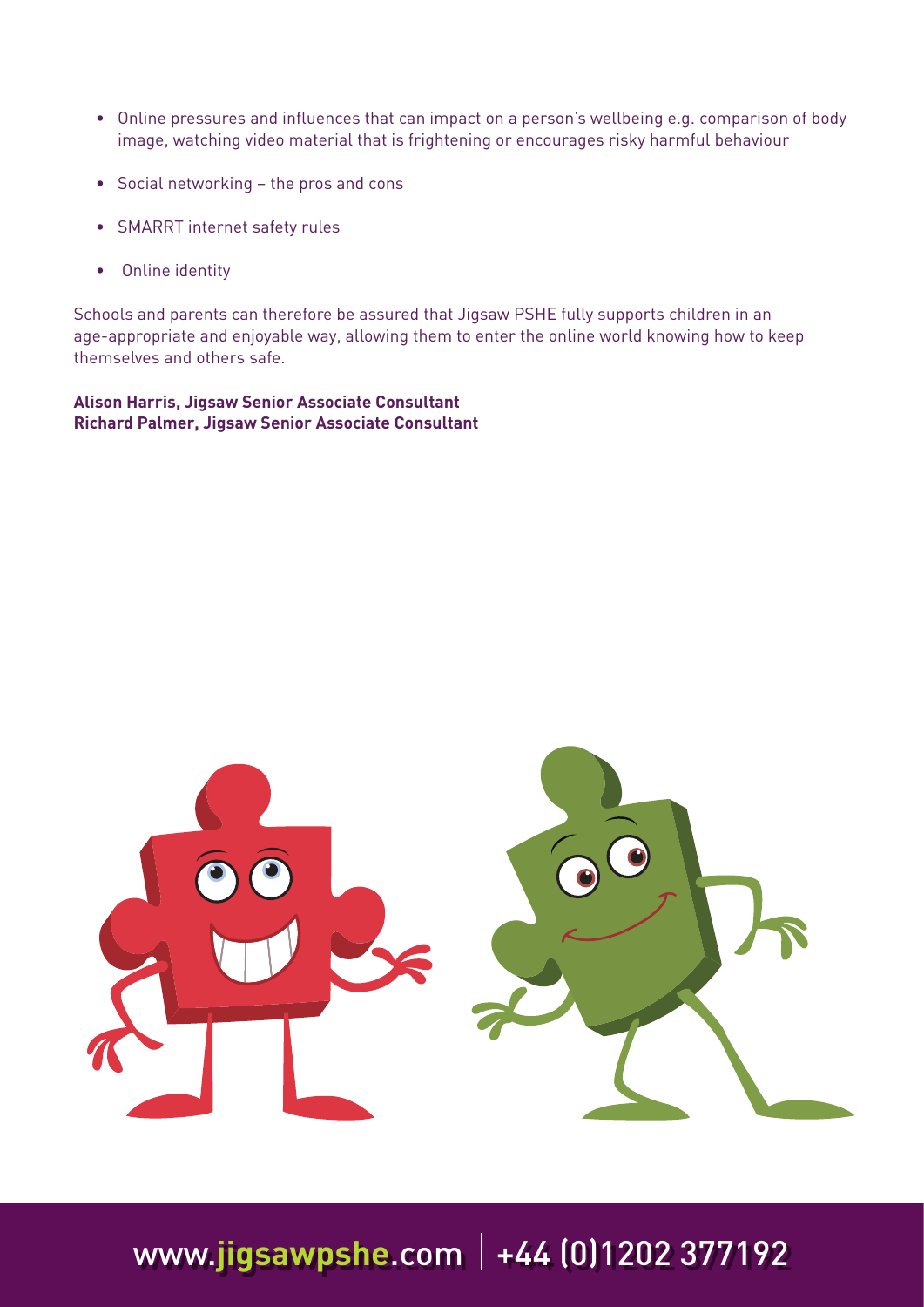- Online pressures and influences that can impact on a person's wellbeing e.g. comparison of body image, watching video material that is frightening or encourages risky harmful behaviour
- Social networking – the pros and cons
- SMARRT internet safety rules
- Online identity

Schools and parents can therefore be assured that Jigsaw PSHE fully supports children in an age-appropriate and enjoyable way, allowing them to enter the online world knowing how to keep themselves and others safe.

**Alison Harris, Jigsaw Senior Associate Consultant**
**Richard Palmer, Jigsaw Senior Associate Consultant**

www.jigsawpshe.com | +44 (0)1202 377192